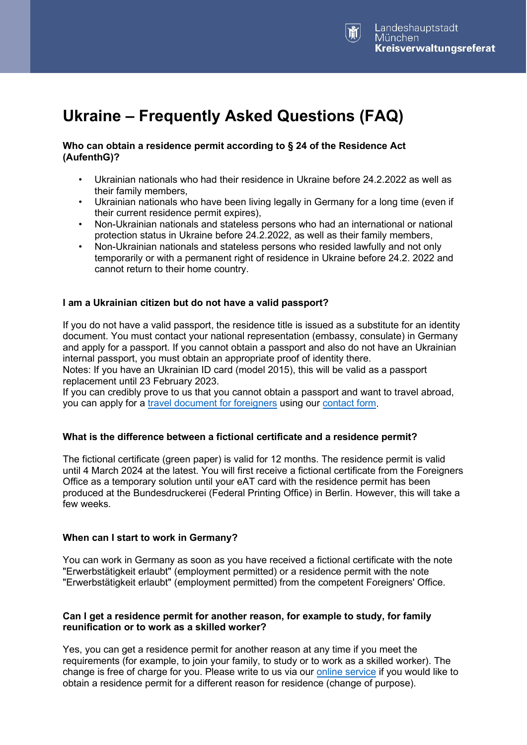# Ukraine – Frequently Asked Questions (FAQ)

**Who can obtain a residence permit according to § 24 of the Residence Act (AufenthG)?**

- Ukrainian nationals who had their residence in Ukraine before 24.2.2022 as well as their family members,
- Ukrainian nationals who have been living legally in Germany for a long time (even if their current residence permit expires),
- Non-Ukrainian nationals and stateless persons who had an international or national protection status in Ukraine before 24.2.2022, as well as their family members,
- Non-Ukrainian nationals and stateless persons who resided lawfully and not only temporarily or with a permanent right of residence in Ukraine before 24.2. 2022 and cannot return to their home country.

**I am a Ukrainian citizen but do not have a valid passport?**

If you do not have a valid passport, the residence title is issued as a substitute for an identity document. You must contact your national representation (embassy, consulate) in Germany and apply for a passport. If you cannot obtain a passport and also do not have an Ukrainian internal passport, you must obtain an appropriate proof of identity there.
Notes: If you have an Ukrainian ID card (model 2015), this will be valid as a passport replacement until 23 February 2023.
If you can credibly prove to us that you cannot obtain a passport and want to travel abroad, you can apply for a travel document for foreigners using our contact form.

**What is the difference between a fictional certificate and a residence permit?**

The fictional certificate (green paper) is valid for 12 months. The residence permit is valid until 4 March 2024 at the latest. You will first receive a fictional certificate from the Foreigners Office as a temporary solution until your eAT card with the residence permit has been produced at the Bundesdruckerei (Federal Printing Office) in Berlin. However, this will take a few weeks.

**When can I start to work in Germany?**

You can work in Germany as soon as you have received a fictional certificate with the note "Erwerbstätigkeit erlaubt" (employment permitted) or a residence permit with the note "Erwerbstätigkeit erlaubt" (employment permitted) from the competent Foreigners' Office.

**Can I get a residence permit for another reason, for example to study, for family reunification or to work as a skilled worker?**

Yes, you can get a residence permit for another reason at any time if you meet the requirements (for example, to join your family, to study or to work as a skilled worker). The change is free of charge for you. Please write to us via our online service if you would like to obtain a residence permit for a different reason for residence (change of purpose).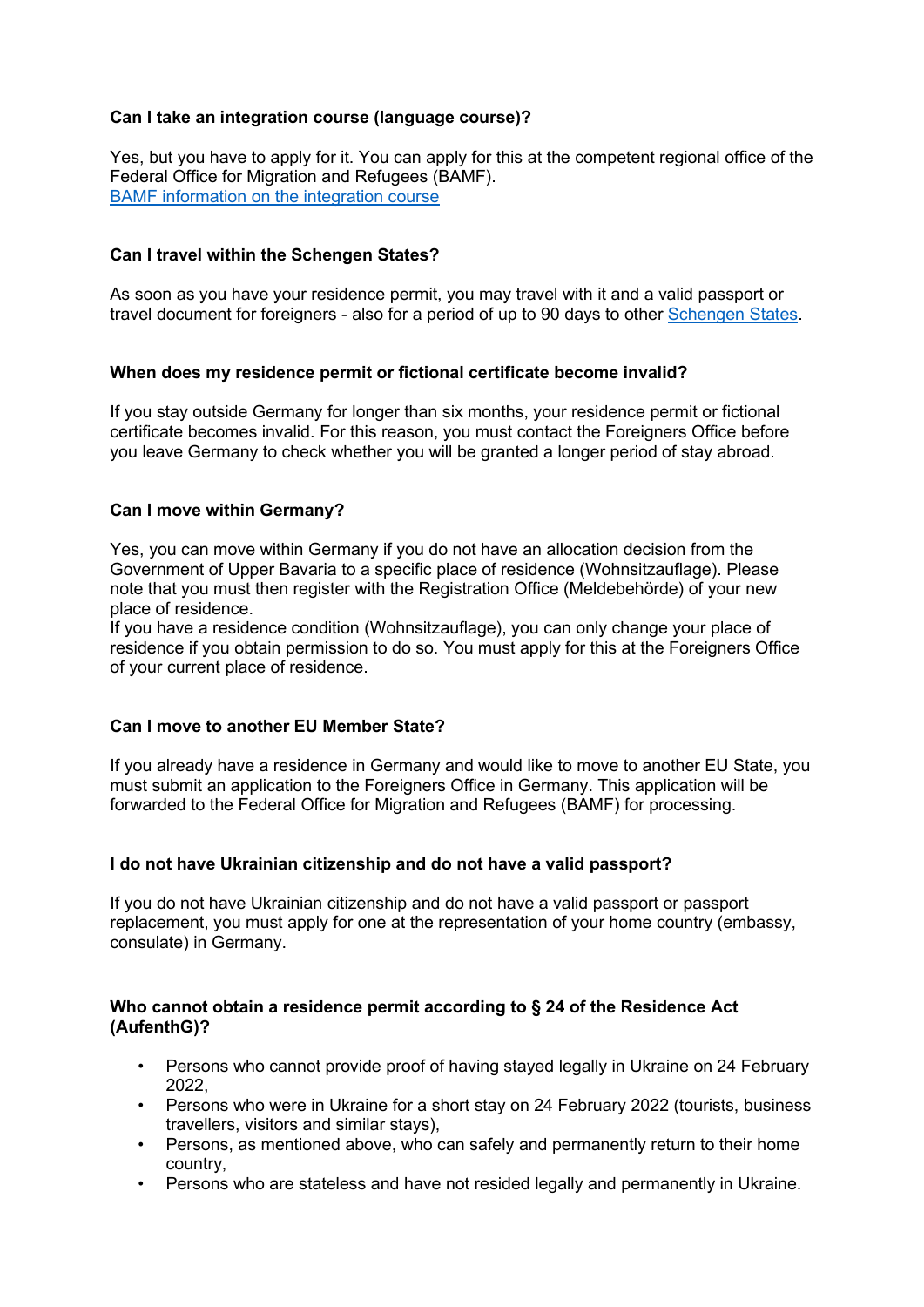### Can I take an integration course (language course)?

Yes, but you have to apply for it. You can apply for this at the competent regional office of the Federal Office for Migration and Refugees (BAMF).
[BAMF information on the integration course]

### Can I travel within the Schengen States?

As soon as you have your residence permit, you may travel with it and a valid passport or travel document for foreigners - also for a period of up to 90 days to other [Schengen States].

### When does my residence permit or fictional certificate become invalid?

If you stay outside Germany for longer than six months, your residence permit or fictional certificate becomes invalid. For this reason, you must contact the Foreigners Office before you leave Germany to check whether you will be granted a longer period of stay abroad.

### Can I move within Germany?

Yes, you can move within Germany if you do not have an allocation decision from the Government of Upper Bavaria to a specific place of residence (Wohnsitzauflage). Please note that you must then register with the Registration Office (Meldebehörde) of your new place of residence.
If you have a residence condition (Wohnsitzauflage), you can only change your place of residence if you obtain permission to do so. You must apply for this at the Foreigners Office of your current place of residence.

### Can I move to another EU Member State?

If you already have a residence in Germany and would like to move to another EU State, you must submit an application to the Foreigners Office in Germany. This application will be forwarded to the Federal Office for Migration and Refugees (BAMF) for processing.

### I do not have Ukrainian citizenship and do not have a valid passport?

If you do not have Ukrainian citizenship and do not have a valid passport or passport replacement, you must apply for one at the representation of your home country (embassy, consulate) in Germany.

### Who cannot obtain a residence permit according to § 24 of the Residence Act (AufenthG)?

- Persons who cannot provide proof of having stayed legally in Ukraine on 24 February 2022,
- Persons who were in Ukraine for a short stay on 24 February 2022 (tourists, business travellers, visitors and similar stays),
- Persons, as mentioned above, who can safely and permanently return to their home country,
- Persons who are stateless and have not resided legally and permanently in Ukraine.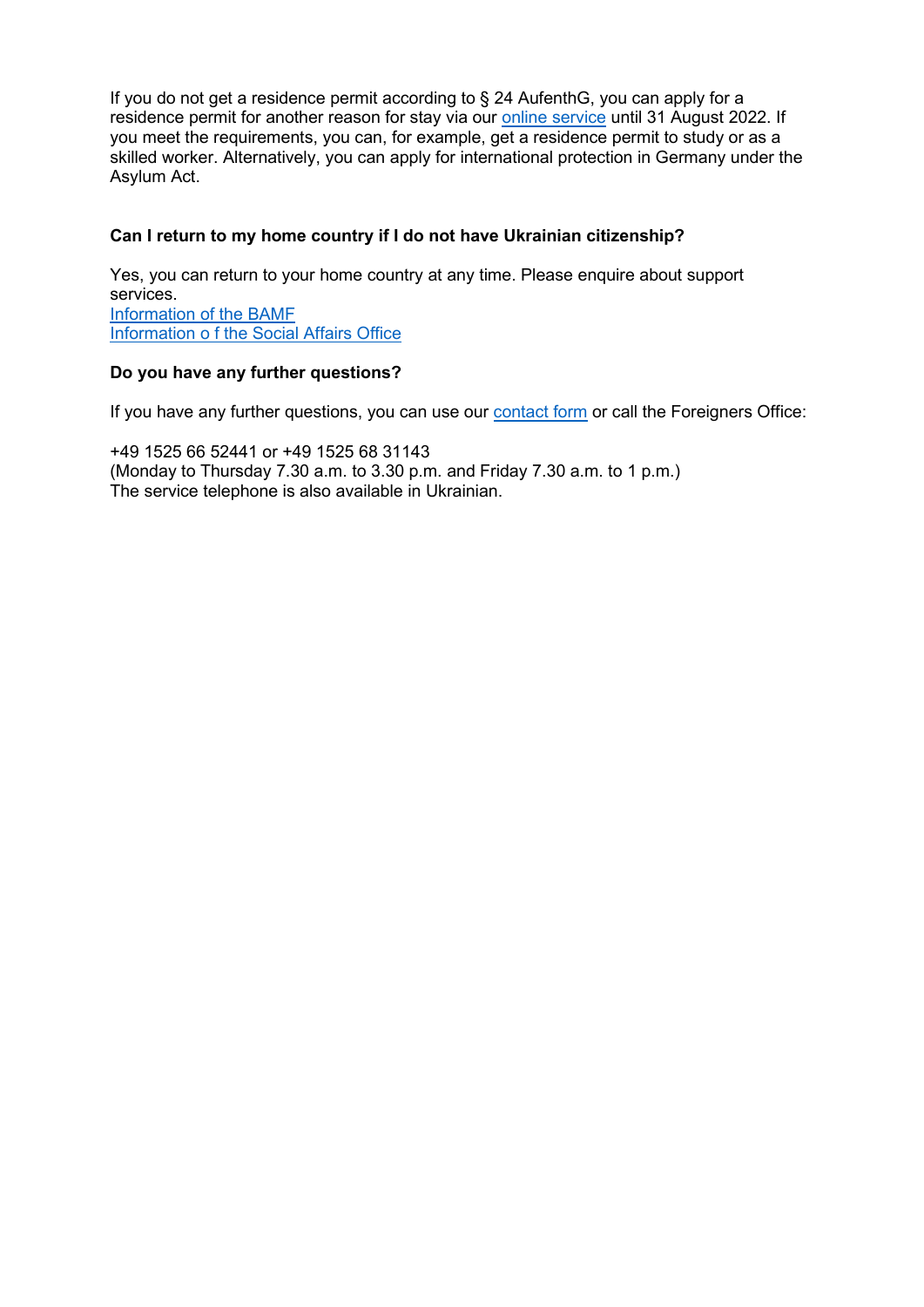If you do not get a residence permit according to § 24 AufenthG, you can apply for a residence permit for another reason for stay via our online service until 31 August 2022. If you meet the requirements, you can, for example, get a residence permit to study or as a skilled worker. Alternatively, you can apply for international protection in Germany under the Asylum Act.

### Can I return to my home country if I do not have Ukrainian citizenship?

Yes, you can return to your home country at any time. Please enquire about support services.
Information of the BAMF
Information o f the Social Affairs Office

### Do you have any further questions?

If you have any further questions, you can use our contact form or call the Foreigners Office:

+49 1525 66 52441 or +49 1525 68 31143
(Monday to Thursday 7.30 a.m. to 3.30 p.m. and Friday 7.30 a.m. to 1 p.m.)
The service telephone is also available in Ukrainian.